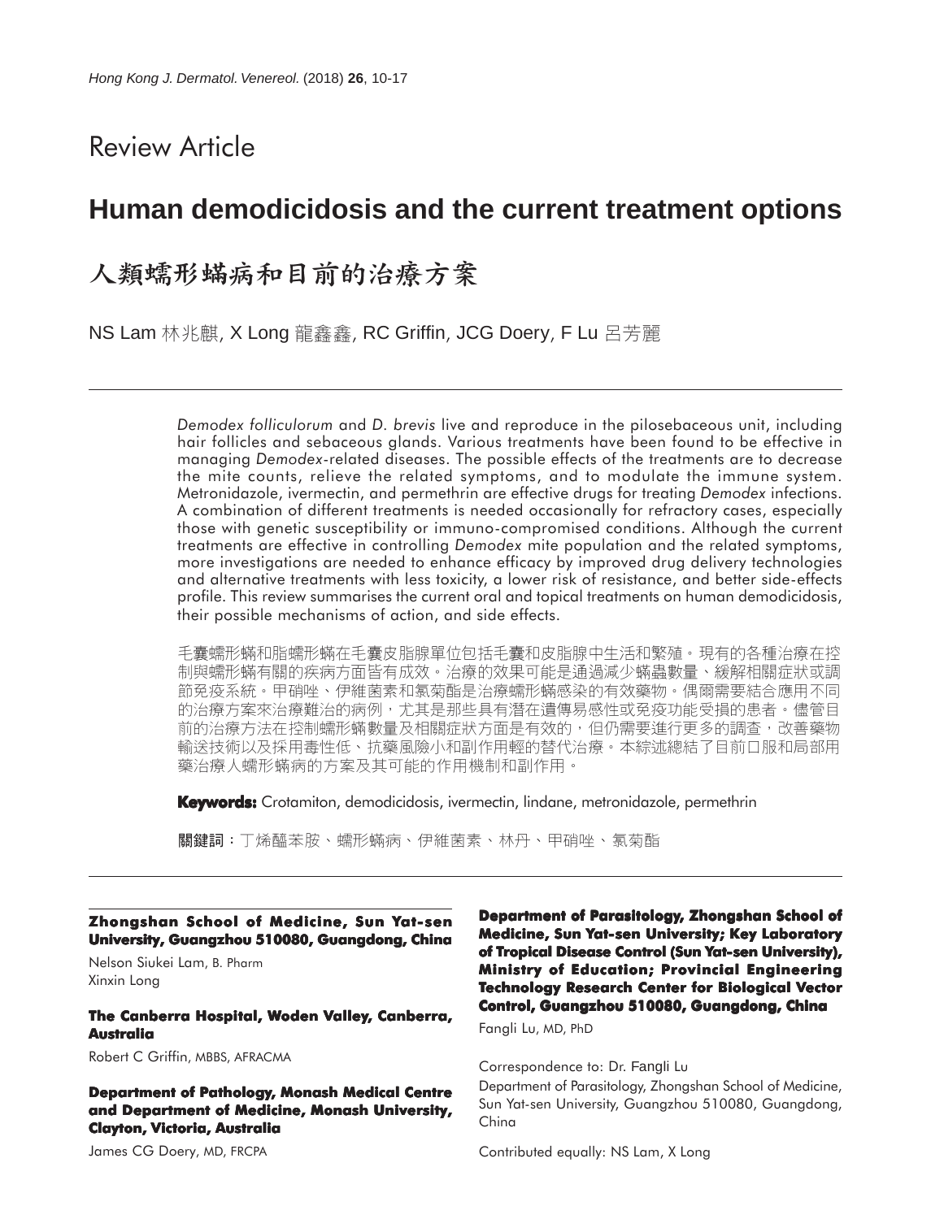Review Article

# Human demodicidosis and the current treatment options

# 人類蠕形蟎病和目前的治療方案

NS Lam 林兆麒, X Long 龍鑫鑫, RC Griffin, JCG Doery, F Lu 呂芳麗

---

*Demodex folliculorum* and *D. brevis* live and reproduce in the pilosebaceous unit, including hair follicles and sebaceous glands. Various treatments have been found to be effective in managing *Demodex*-related diseases. The possible effects of the treatments are to decrease the mite counts, relieve the related symptoms, and to modulate the immune system. Metronidazole, ivermectin, and permethrin are effective drugs for treating *Demodex* infections. A combination of different treatments is needed occasionally for refractory cases, especially those with genetic susceptibility or immuno-compromised conditions. Although the current treatments are effective in controlling *Demodex* mite population and the related symptoms, more investigations are needed to enhance efficacy by improved drug delivery technologies and alternative treatments with less toxicity, a lower risk of resistance, and better side-effects profile. This review summarises the current oral and topical treatments on human demodicidosis, their possible mechanisms of action, and side effects.

毛囊蠕形蟎和脂蠕形蟎在毛囊皮脂腺單位包括毛囊和皮脂腺中生活和繁殖。現有的各種治療在控制與蠕形蟎有關的疾病方面皆有成效。治療的效果可能是通過減少蟎蟲數量、緩解相關症狀或調節免疫系統。甲硝唑、伊維菌素和氯菊酯是治療蠕形蟎感染的有效藥物。偶爾需要結合應用不同的治療方案來治療難治的病例，尤其是那些具有潛在遺傳易感性或免疫功能受損的患者。儘管目前的治療方法在控制蠕形蟎數量及相關症狀方面是有效的，但仍需要進行更多的調查，改善藥物輸送技術以及採用毒性低、抗藥風險小和副作用輕的替代治療。本綜述總結了目前口服和局部用藥治療人蠕形蟎病的方案及其可能的作用機制和副作用。

**Keywords:** Crotamiton, demodicidosis, ivermectin, lindane, metronidazole, permethrin

**關鍵詞**：丁烯醯苯胺、蠕形蟎病、伊維菌素、林丹、甲硝唑、氯菊酯

---

**Zhongshan School of Medicine, Sun Yat-sen University, Guangzhou 510080, Guangdong, China**

Nelson Siukei Lam, B. Pharm
Xinxin Long

**The Canberra Hospital, Woden Valley, Canberra, Australia**

Robert C Griffin, MBBS, AFRACMA

**Department of Pathology, Monash Medical Centre and Department of Medicine, Monash University, Clayton, Victoria, Australia**

James CG Doery, MD, FRCPA

**Department of Parasitology, Zhongshan School of Medicine, Sun Yat-sen University; Key Laboratory of Tropical Disease Control (Sun Yat-sen University), Ministry of Education; Provincial Engineering Technology Research Center for Biological Vector Control, Guangzhou 510080, Guangdong, China**

Fangli Lu, MD, PhD

Correspondence to: Dr. Fangli Lu
Department of Parasitology, Zhongshan School of Medicine, Sun Yat-sen University, Guangzhou 510080, Guangdong, China

Contributed equally: NS Lam, X Long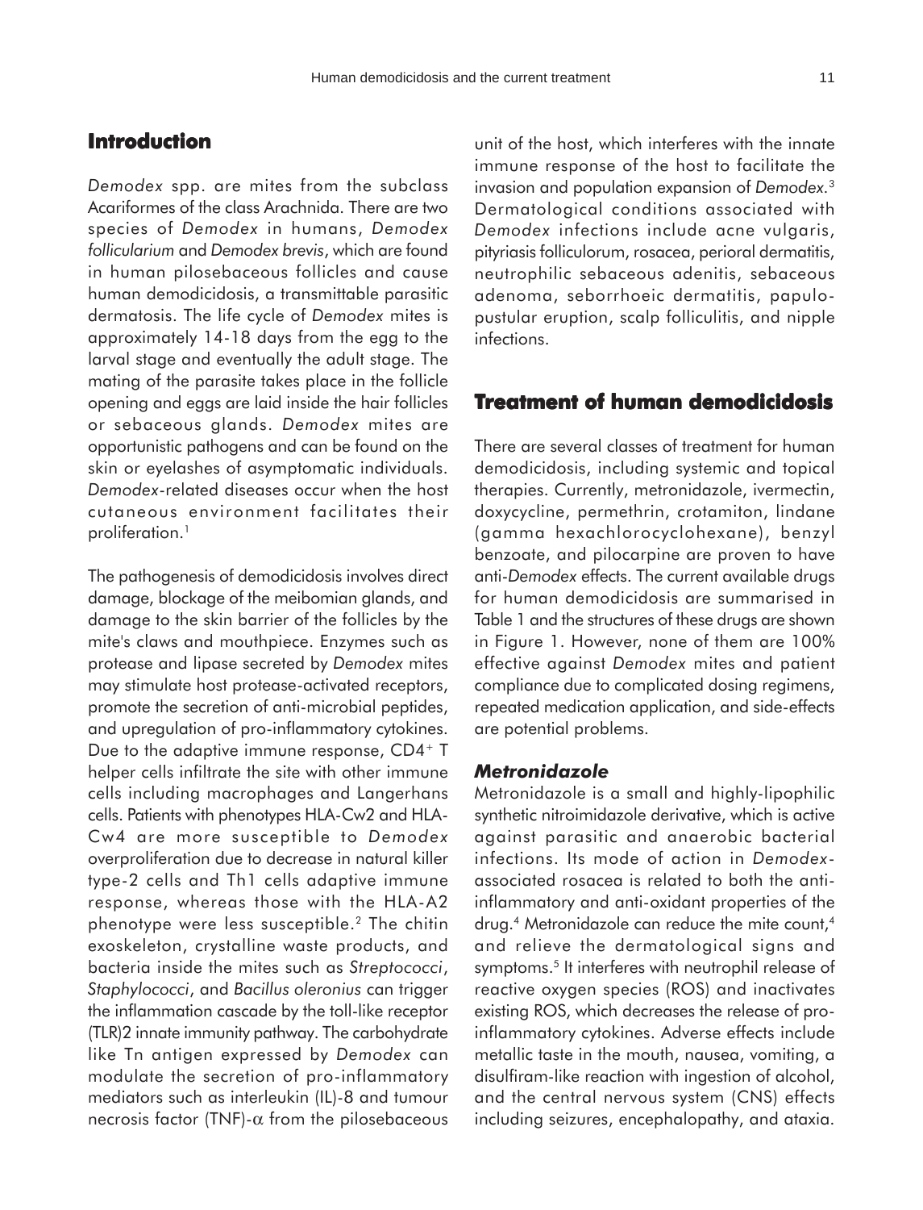## Introduction

*Demodex* spp. are mites from the subclass Acariformes of the class Arachnida. There are two species of *Demodex* in humans, *Demodex follicularium* and *Demodex brevis*, which are found in human pilosebaceous follicles and cause human demodicidosis, a transmittable parasitic dermatosis. The life cycle of *Demodex* mites is approximately 14-18 days from the egg to the larval stage and eventually the adult stage. The mating of the parasite takes place in the follicle opening and eggs are laid inside the hair follicles or sebaceous glands. *Demodex* mites are opportunistic pathogens and can be found on the skin or eyelashes of asymptomatic individuals. *Demodex*-related diseases occur when the host cutaneous environment facilitates their proliferation.[1]

The pathogenesis of demodicidosis involves direct damage, blockage of the meibomian glands, and damage to the skin barrier of the follicles by the mite's claws and mouthpiece. Enzymes such as protease and lipase secreted by *Demodex* mites may stimulate host protease-activated receptors, promote the secretion of anti-microbial peptides, and upregulation of pro-inflammatory cytokines. Due to the adaptive immune response, $CD4^+$ T helper cells infiltrate the site with other immune cells including macrophages and Langerhans cells. Patients with phenotypes HLA-Cw2 and HLA-Cw4 are more susceptible to *Demodex* overproliferation due to decrease in natural killer type-2 cells and Th1 cells adaptive immune response, whereas those with the HLA-A2 phenotype were less susceptible.[2] The chitin exoskeleton, crystalline waste products, and bacteria inside the mites such as *Streptococci*, *Staphylococci*, and *Bacillus oleronius* can trigger the inflammation cascade by the toll-like receptor (TLR)2 innate immunity pathway. The carbohydrate like Tn antigen expressed by *Demodex* can modulate the secretion of pro-inflammatory mediators such as interleukin (IL)-8 and tumour necrosis factor (TNF)-$\alpha$ from the pilosebaceous unit of the host, which interferes with the innate immune response of the host to facilitate the invasion and population expansion of *Demodex*.[3] Dermatological conditions associated with *Demodex* infections include acne vulgaris, pityriasis folliculorum, rosacea, perioral dermatitis, neutrophilic sebaceous adenitis, sebaceous adenoma, seborrhoeic dermatitis, papulo-pustular eruption, scalp folliculitis, and nipple infections.

## Treatment of human demodicidosis

There are several classes of treatment for human demodicidosis, including systemic and topical therapies. Currently, metronidazole, ivermectin, doxycycline, permethrin, crotamiton, lindane (gamma hexachlorocyclohexane), benzyl benzoate, and pilocarpine are proven to have anti-*Demodex* effects. The current available drugs for human demodicidosis are summarised in Table 1 and the structures of these drugs are shown in Figure 1. However, none of them are 100% effective against *Demodex* mites and patient compliance due to complicated dosing regimens, repeated medication application, and side-effects are potential problems.

### *Metronidazole*

Metronidazole is a small and highly-lipophilic synthetic nitroimidazole derivative, which is active against parasitic and anaerobic bacterial infections. Its mode of action in *Demodex*-associated rosacea is related to both the anti-inflammatory and anti-oxidant properties of the drug.[4] Metronidazole can reduce the mite count,[4] and relieve the dermatological signs and symptoms.[5] It interferes with neutrophil release of reactive oxygen species (ROS) and inactivates existing ROS, which decreases the release of pro-inflammatory cytokines. Adverse effects include metallic taste in the mouth, nausea, vomiting, a disulfiram-like reaction with ingestion of alcohol, and the central nervous system (CNS) effects including seizures, encephalopathy, and ataxia.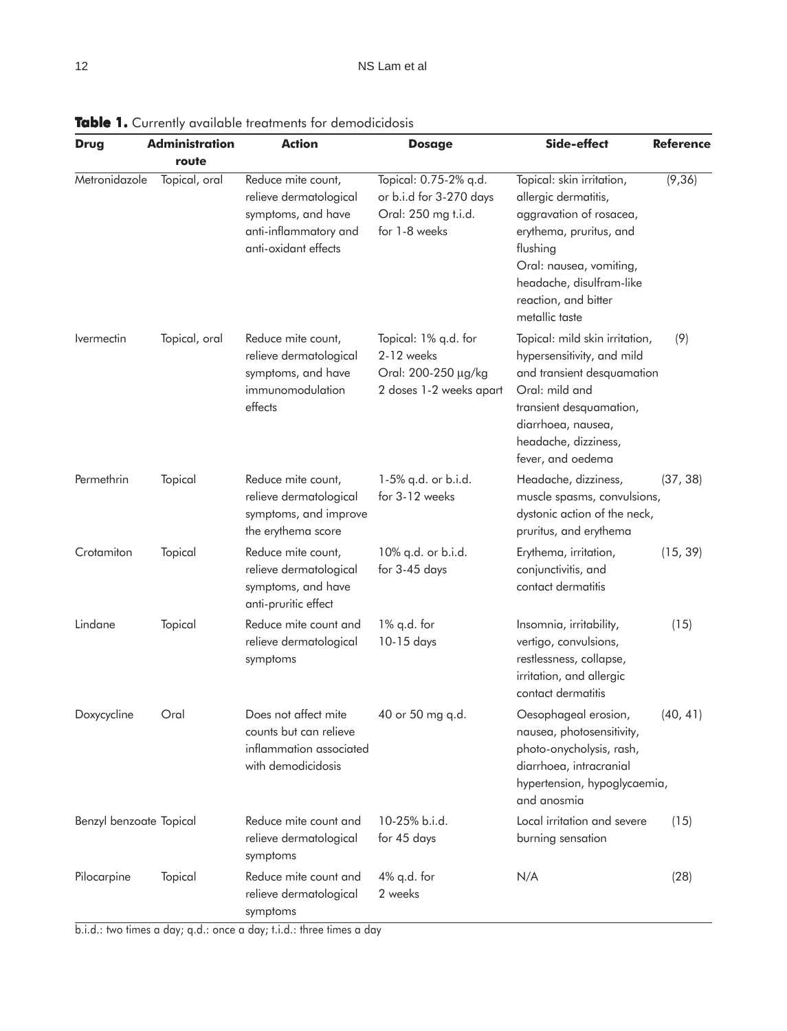**Table 1.** Currently available treatments for demodicidosis

| Drug | Administration route | Action | Dosage | Side-effect | Reference |
|---|---|---|---|---|---|
| Metronidazole | Topical, oral | Reduce mite count, relieve dermatological symptoms, and have anti-inflammatory and anti-oxidant effects | Topical: 0.75-2% q.d. or b.i.d for 3-270 days<br>Oral: 250 mg t.i.d. for 1-8 weeks | Topical: skin irritation, allergic dermatitis, aggravation of rosacea, erythema, pruritus, and flushing<br>Oral: nausea, vomiting, headache, disulfram-like reaction, and bitter metallic taste | (9,36) |
| Ivermectin | Topical, oral | Reduce mite count, relieve dermatological symptoms, and have immunomodulation effects | Topical: 1% q.d. for 2-12 weeks<br>Oral: 200-250 μg/kg 2 doses 1-2 weeks apart | Topical: mild skin irritation, hypersensitivity, and mild and transient desquamation<br>Oral: mild and transient desquamation, diarrhoea, nausea, headache, dizziness, fever, and oedema | (9) |
| Permethrin | Topical | Reduce mite count, relieve dermatological symptoms, and improve the erythema score | 1-5% q.d. or b.i.d. for 3-12 weeks | Headache, dizziness, muscle spasms, convulsions, dystonic action of the neck, pruritus, and erythema | (37, 38) |
| Crotamiton | Topical | Reduce mite count, relieve dermatological symptoms, and have anti-pruritic effect | 10% q.d. or b.i.d. for 3-45 days | Erythema, irritation, conjunctivitis, and contact dermatitis | (15, 39) |
| Lindane | Topical | Reduce mite count and relieve dermatological symptoms | 1% q.d. for 10-15 days | Insomnia, irritability, vertigo, convulsions, restlessness, collapse, irritation, and allergic contact dermatitis | (15) |
| Doxycycline | Oral | Does not affect mite counts but can relieve inflammation associated with demodicidosis | 40 or 50 mg q.d. | Oesophageal erosion, nausea, photosensitivity, photo-onycholysis, rash, diarrhoea, intracranial hypertension, hypoglycaemia, and anosmia | (40, 41) |
| Benzyl benzoate | Topical | Reduce mite count and relieve dermatological symptoms | 10-25% b.i.d. for 45 days | Local irritation and severe burning sensation | (15) |
| Pilocarpine | Topical | Reduce mite count and relieve dermatological symptoms | 4% q.d. for 2 weeks | N/A | (28) |

b.i.d.: two times a day; q.d.: once a day; t.i.d.: three times a day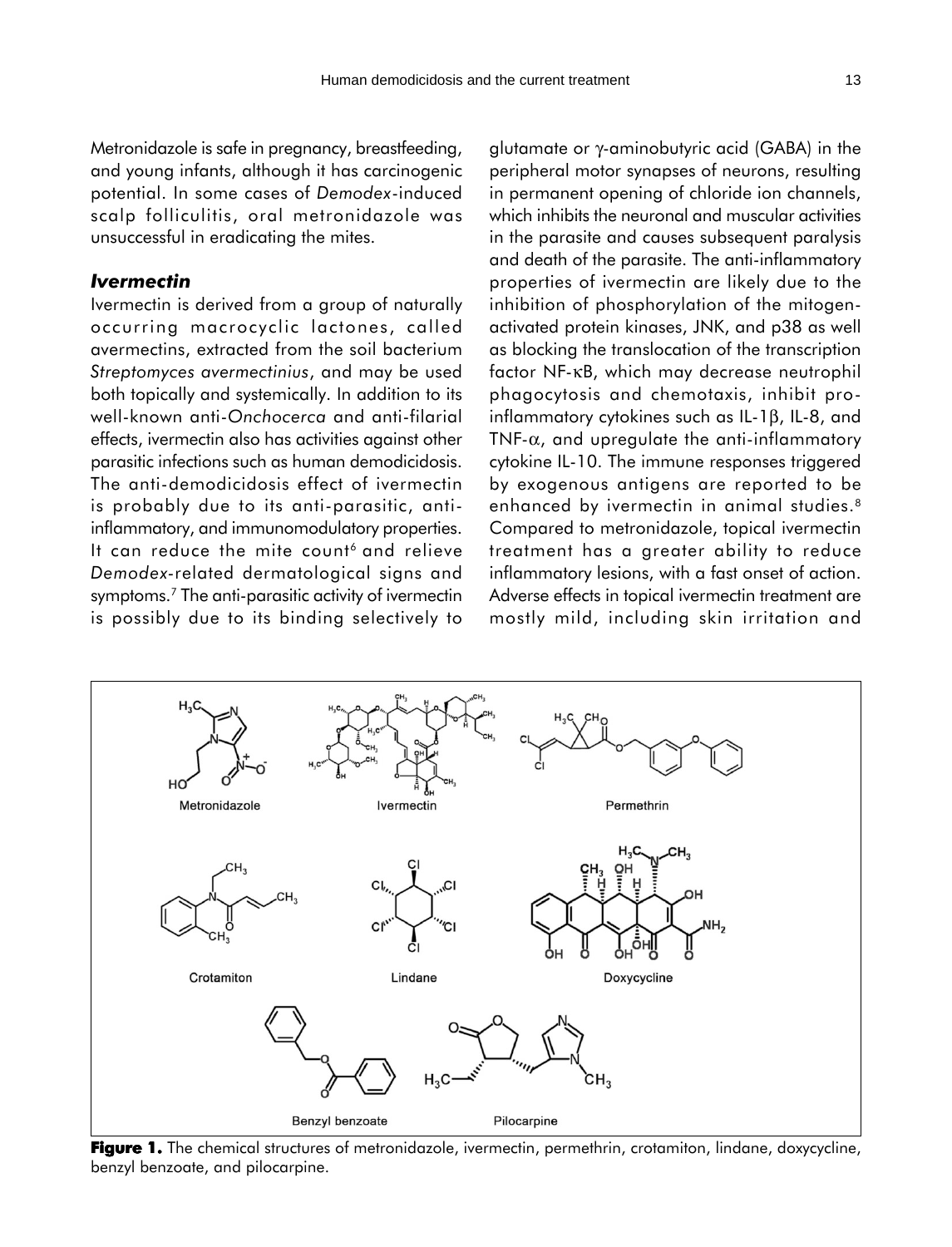Metronidazole is safe in pregnancy, breastfeeding, and young infants, although it has carcinogenic potential. In some cases of *Demodex*-induced scalp folliculitis, oral metronidazole was unsuccessful in eradicating the mites.

### *Ivermectin*

Ivermectin is derived from a group of naturally occurring macrocyclic lactones, called avermectins, extracted from the soil bacterium *Streptomyces avermectinius*, and may be used both topically and systemically. In addition to its well-known anti-*Onchocerca* and anti-filarial effects, ivermectin also has activities against other parasitic infections such as human demodicidosis. The anti-demodicidosis effect of ivermectin is probably due to its anti-parasitic, anti-inflammatory, and immunomodulatory properties. It can reduce the mite count[6] and relieve *Demodex*-related dermatological signs and symptoms.[7] The anti-parasitic activity of ivermectin is possibly due to its binding selectively to glutamate or γ-aminobutyric acid (GABA) in the peripheral motor synapses of neurons, resulting in permanent opening of chloride ion channels, which inhibits the neuronal and muscular activities in the parasite and causes subsequent paralysis and death of the parasite. The anti-inflammatory properties of ivermectin are likely due to the inhibition of phosphorylation of the mitogen-activated protein kinases, JNK, and p38 as well as blocking the translocation of the transcription factor NF-κB, which may decrease neutrophil phagocytosis and chemotaxis, inhibit pro-inflammatory cytokines such as IL-1β, IL-8, and TNF-α, and upregulate the anti-inflammatory cytokine IL-10. The immune responses triggered by exogenous antigens are reported to be enhanced by ivermectin in animal studies.[8] Compared to metronidazole, topical ivermectin treatment has a greater ability to reduce inflammatory lesions, with a fast onset of action. Adverse effects in topical ivermectin treatment are mostly mild, including skin irritation and

**Figure 1.** The chemical structures of metronidazole, ivermectin, permethrin, crotamiton, lindane, doxycycline, benzyl benzoate, and pilocarpine.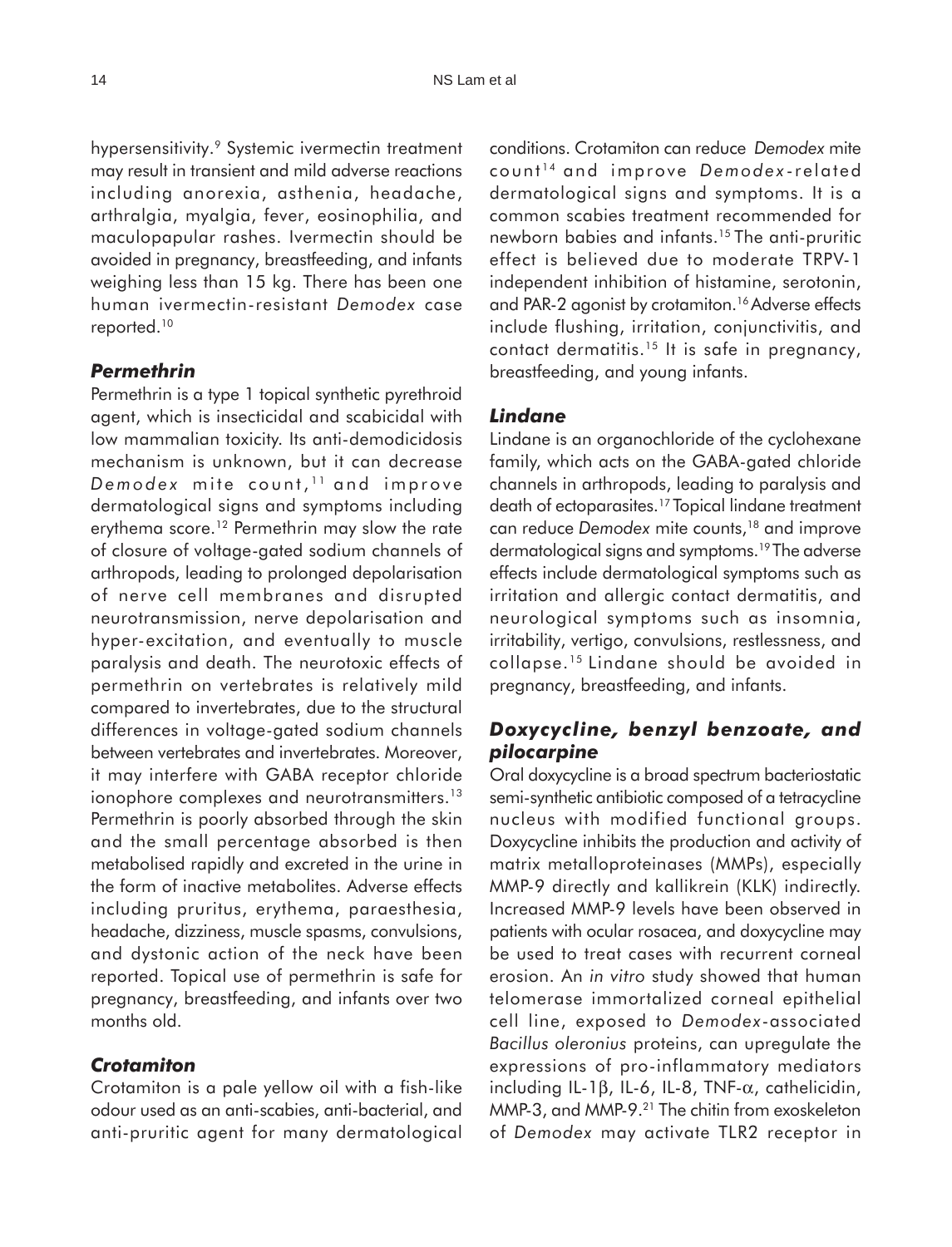hypersensitivity.[9] Systemic ivermectin treatment may result in transient and mild adverse reactions including anorexia, asthenia, headache, arthralgia, myalgia, fever, eosinophilia, and maculopapular rashes. Ivermectin should be avoided in pregnancy, breastfeeding, and infants weighing less than 15 kg. There has been one human ivermectin-resistant *Demodex* case reported.[10]

### *Permethrin*

Permethrin is a type 1 topical synthetic pyrethroid agent, which is insecticidal and scabicidal with low mammalian toxicity. Its anti-demodicidosis mechanism is unknown, but it can decrease *Demodex* mite count,[11] and improve dermatological signs and symptoms including erythema score.[12] Permethrin may slow the rate of closure of voltage-gated sodium channels of arthropods, leading to prolonged depolarisation of nerve cell membranes and disrupted neurotransmission, nerve depolarisation and hyper-excitation, and eventually to muscle paralysis and death. The neurotoxic effects of permethrin on vertebrates is relatively mild compared to invertebrates, due to the structural differences in voltage-gated sodium channels between vertebrates and invertebrates. Moreover, it may interfere with GABA receptor chloride ionophore complexes and neurotransmitters.[13] Permethrin is poorly absorbed through the skin and the small percentage absorbed is then metabolised rapidly and excreted in the urine in the form of inactive metabolites. Adverse effects including pruritus, erythema, paraesthesia, headache, dizziness, muscle spasms, convulsions, and dystonic action of the neck have been reported. Topical use of permethrin is safe for pregnancy, breastfeeding, and infants over two months old.

### *Crotamiton*

Crotamiton is a pale yellow oil with a fish-like odour used as an anti-scabies, anti-bacterial, and anti-pruritic agent for many dermatological conditions. Crotamiton can reduce *Demodex* mite count[14] and improve *Demodex*-related dermatological signs and symptoms. It is a common scabies treatment recommended for newborn babies and infants.[15] The anti-pruritic effect is believed due to moderate TRPV-1 independent inhibition of histamine, serotonin, and PAR-2 agonist by crotamiton.[16] Adverse effects include flushing, irritation, conjunctivitis, and contact dermatitis.[15] It is safe in pregnancy, breastfeeding, and young infants.

### *Lindane*

Lindane is an organochloride of the cyclohexane family, which acts on the GABA-gated chloride channels in arthropods, leading to paralysis and death of ectoparasites.[17] Topical lindane treatment can reduce *Demodex* mite counts,[18] and improve dermatological signs and symptoms.[19] The adverse effects include dermatological symptoms such as irritation and allergic contact dermatitis, and neurological symptoms such as insomnia, irritability, vertigo, convulsions, restlessness, and collapse.[15] Lindane should be avoided in pregnancy, breastfeeding, and infants.

### *Doxycycline, benzyl benzoate, and pilocarpine*

Oral doxycycline is a broad spectrum bacteriostatic semi-synthetic antibiotic composed of a tetracycline nucleus with modified functional groups. Doxycycline inhibits the production and activity of matrix metalloproteinases (MMPs), especially MMP-9 directly and kallikrein (KLK) indirectly. Increased MMP-9 levels have been observed in patients with ocular rosacea, and doxycycline may be used to treat cases with recurrent corneal erosion. An *in vitro* study showed that human telomerase immortalized corneal epithelial cell line, exposed to *Demodex*-associated *Bacillus oleronius* proteins, can upregulate the expressions of pro-inflammatory mediators including IL-1β, IL-6, IL-8, TNF-α, cathelicidin, MMP-3, and MMP-9.[21] The chitin from exoskeleton of *Demodex* may activate TLR2 receptor in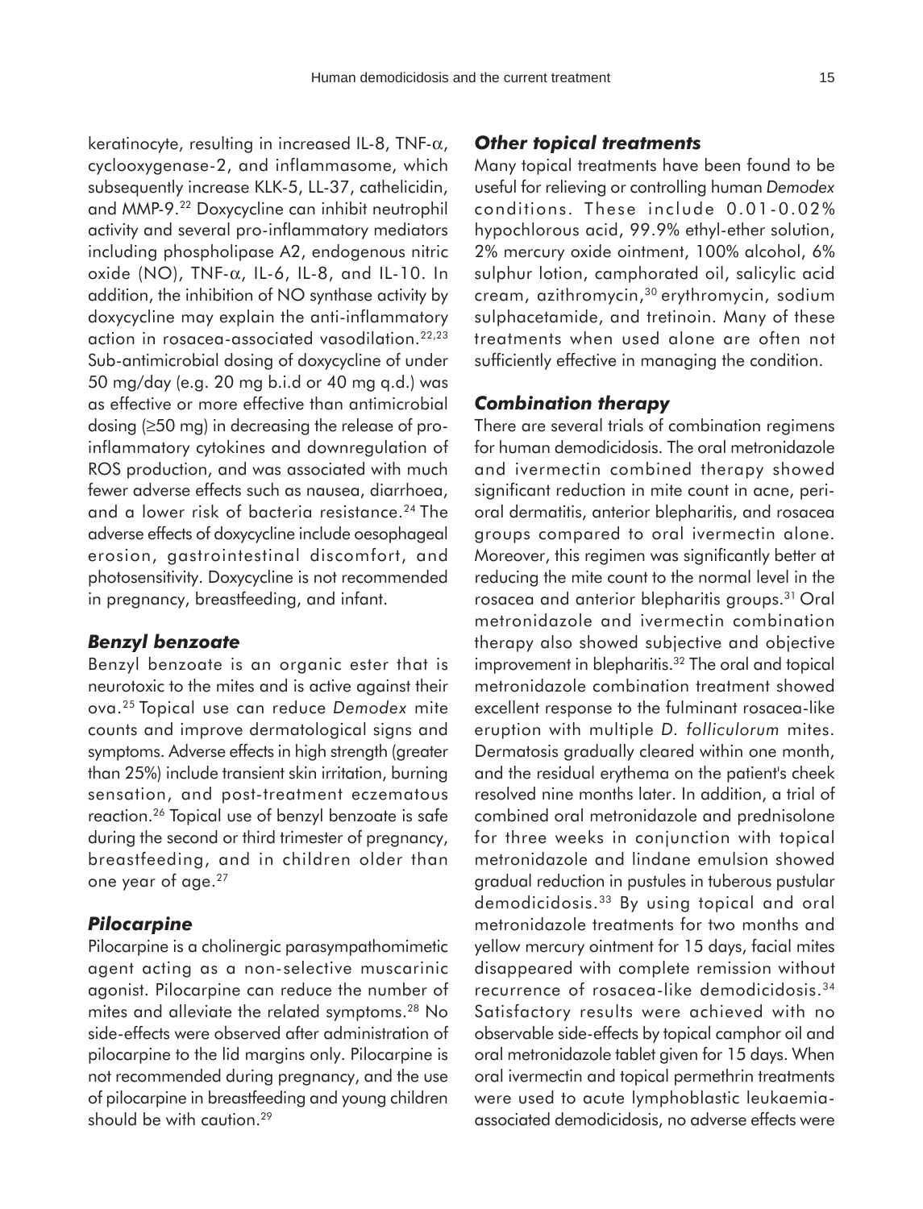keratinocyte, resulting in increased IL-8, TNF-$\alpha$, cyclooxygenase-2, and inflammasome, which subsequently increase KLK-5, LL-37, cathelicidin, and MMP-9.[22] Doxycycline can inhibit neutrophil activity and several pro-inflammatory mediators including phospholipase A2, endogenous nitric oxide (NO), TNF-$\alpha$, IL-6, IL-8, and IL-10. In addition, the inhibition of NO synthase activity by doxycycline may explain the anti-inflammatory action in rosacea-associated vasodilation.[22,23] Sub-antimicrobial dosing of doxycycline of under 50 mg/day (e.g. 20 mg b.i.d or 40 mg q.d.) was as effective or more effective than antimicrobial dosing ($\geq$50 mg) in decreasing the release of pro-inflammatory cytokines and downregulation of ROS production, and was associated with much fewer adverse effects such as nausea, diarrhoea, and a lower risk of bacteria resistance.[24] The adverse effects of doxycycline include oesophageal erosion, gastrointestinal discomfort, and photosensitivity. Doxycycline is not recommended in pregnancy, breastfeeding, and infant.

### *Benzyl benzoate*

Benzyl benzoate is an organic ester that is neurotoxic to the mites and is active against their ova.[25] Topical use can reduce *Demodex* mite counts and improve dermatological signs and symptoms. Adverse effects in high strength (greater than 25%) include transient skin irritation, burning sensation, and post-treatment eczematous reaction.[26] Topical use of benzyl benzoate is safe during the second or third trimester of pregnancy, breastfeeding, and in children older than one year of age.[27]

### *Pilocarpine*

Pilocarpine is a cholinergic parasympathomimetic agent acting as a non-selective muscarinic agonist. Pilocarpine can reduce the number of mites and alleviate the related symptoms.[28] No side-effects were observed after administration of pilocarpine to the lid margins only. Pilocarpine is not recommended during pregnancy, and the use of pilocarpine in breastfeeding and young children should be with caution.[29]

### *Other topical treatments*

Many topical treatments have been found to be useful for relieving or controlling human *Demodex* conditions. These include 0.01-0.02% hypochlorous acid, 99.9% ethyl-ether solution, 2% mercury oxide ointment, 100% alcohol, 6% sulphur lotion, camphorated oil, salicylic acid cream, azithromycin,[30] erythromycin, sodium sulphacetamide, and tretinoin. Many of these treatments when used alone are often not sufficiently effective in managing the condition.

### *Combination therapy*

There are several trials of combination regimens for human demodicidosis. The oral metronidazole and ivermectin combined therapy showed significant reduction in mite count in acne, peri-oral dermatitis, anterior blepharitis, and rosacea groups compared to oral ivermectin alone. Moreover, this regimen was significantly better at reducing the mite count to the normal level in the rosacea and anterior blepharitis groups.[31] Oral metronidazole and ivermectin combination therapy also showed subjective and objective improvement in blepharitis.[32] The oral and topical metronidazole combination treatment showed excellent response to the fulminant rosacea-like eruption with multiple *D. folliculorum* mites. Dermatosis gradually cleared within one month, and the residual erythema on the patient's cheek resolved nine months later. In addition, a trial of combined oral metronidazole and prednisolone for three weeks in conjunction with topical metronidazole and lindane emulsion showed gradual reduction in pustules in tuberous pustular demodicidosis.[33] By using topical and oral metronidazole treatments for two months and yellow mercury ointment for 15 days, facial mites disappeared with complete remission without recurrence of rosacea-like demodicidosis.[34] Satisfactory results were achieved with no observable side-effects by topical camphor oil and oral metronidazole tablet given for 15 days. When oral ivermectin and topical permethrin treatments were used to acute lymphoblastic leukaemia-associated demodicidosis, no adverse effects were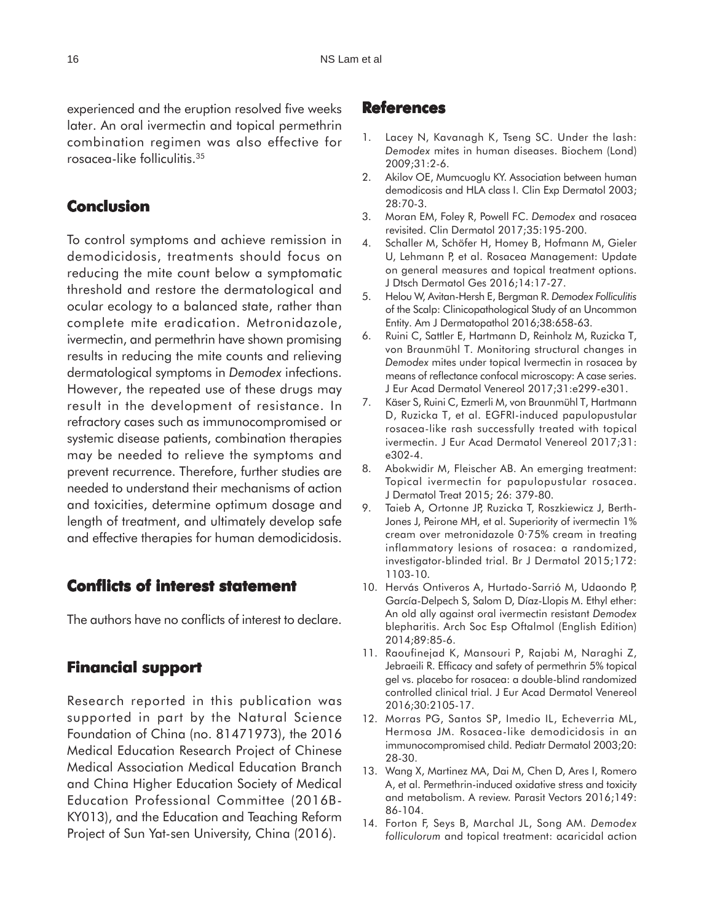experienced and the eruption resolved five weeks later. An oral ivermectin and topical permethrin combination regimen was also effective for rosacea-like folliculitis.[35]

## Conclusion

To control symptoms and achieve remission in demodicidosis, treatments should focus on reducing the mite count below a symptomatic threshold and restore the dermatological and ocular ecology to a balanced state, rather than complete mite eradication. Metronidazole, ivermectin, and permethrin have shown promising results in reducing the mite counts and relieving dermatological symptoms in *Demodex* infections. However, the repeated use of these drugs may result in the development of resistance. In refractory cases such as immunocompromised or systemic disease patients, combination therapies may be needed to relieve the symptoms and prevent recurrence. Therefore, further studies are needed to understand their mechanisms of action and toxicities, determine optimum dosage and length of treatment, and ultimately develop safe and effective therapies for human demodicidosis.

## Conflicts of interest statement

The authors have no conflicts of interest to declare.

## Financial support

Research reported in this publication was supported in part by the Natural Science Foundation of China (no. 81471973), the 2016 Medical Education Research Project of Chinese Medical Association Medical Education Branch and China Higher Education Society of Medical Education Professional Committee (2016B-KY013), and the Education and Teaching Reform Project of Sun Yat-sen University, China (2016).

## References

1. Lacey N, Kavanagh K, Tseng SC. Under the lash: *Demodex* mites in human diseases. Biochem (Lond) 2009;31:2-6.
2. Akilov OE, Mumcuoglu KY. Association between human demodicosis and HLA class I. Clin Exp Dermatol 2003; 28:70-3.
3. Moran EM, Foley R, Powell FC. *Demodex* and rosacea revisited. Clin Dermatol 2017;35:195-200.
4. Schaller M, Schöfer H, Homey B, Hofmann M, Gieler U, Lehmann P, et al. Rosacea Management: Update on general measures and topical treatment options. J Dtsch Dermatol Ges 2016;14:17-27.
5. Helou W, Avitan-Hersh E, Bergman R. *Demodex Folliculitis* of the Scalp: Clinicopathological Study of an Uncommon Entity. Am J Dermatopathol 2016;38:658-63.
6. Ruini C, Sattler E, Hartmann D, Reinholz M, Ruzicka T, von Braunmühl T. Monitoring structural changes in *Demodex* mites under topical Ivermectin in rosacea by means of reflectance confocal microscopy: A case series. J Eur Acad Dermatol Venereol 2017;31:e299-e301.
7. Käser S, Ruini C, Ezmerli M, von Braunmühl T, Hartmann D, Ruzicka T, et al. EGFRI-induced papulopustular rosacea-like rash successfully treated with topical ivermectin. J Eur Acad Dermatol Venereol 2017;31: e302-4.
8. Abokwidir M, Fleischer AB. An emerging treatment: Topical ivermectin for papulopustular rosacea. J Dermatol Treat 2015; 26: 379-80.
9. Taieb A, Ortonne JP, Ruzicka T, Roszkiewicz J, Berth-Jones J, Peirone MH, et al. Superiority of ivermectin 1% cream over metronidazole 0·75% cream in treating inflammatory lesions of rosacea: a randomized, investigator-blinded trial. Br J Dermatol 2015;172: 1103-10.
10. Hervás Ontiveros A, Hurtado-Sarrió M, Udaondo P, García-Delpech S, Salom D, Díaz-Llopis M. Ethyl ether: An old ally against oral ivermectin resistant *Demodex* blepharitis. Arch Soc Esp Oftalmol (English Edition) 2014;89:85-6.
11. Raoufinejad K, Mansouri P, Rajabi M, Naraghi Z, Jebraeili R. Efficacy and safety of permethrin 5% topical gel vs. placebo for rosacea: a double-blind randomized controlled clinical trial. J Eur Acad Dermatol Venereol 2016;30:2105-17.
12. Morras PG, Santos SP, Imedio IL, Echeverria ML, Hermosa JM. Rosacea-like demodicidosis in an immunocompromised child. Pediatr Dermatol 2003;20: 28-30.
13. Wang X, Martinez MA, Dai M, Chen D, Ares I, Romero A, et al. Permethrin-induced oxidative stress and toxicity and metabolism. A review. Parasit Vectors 2016;149: 86-104.
14. Forton F, Seys B, Marchal JL, Song AM. *Demodex folliculorum* and topical treatment: acaricidal action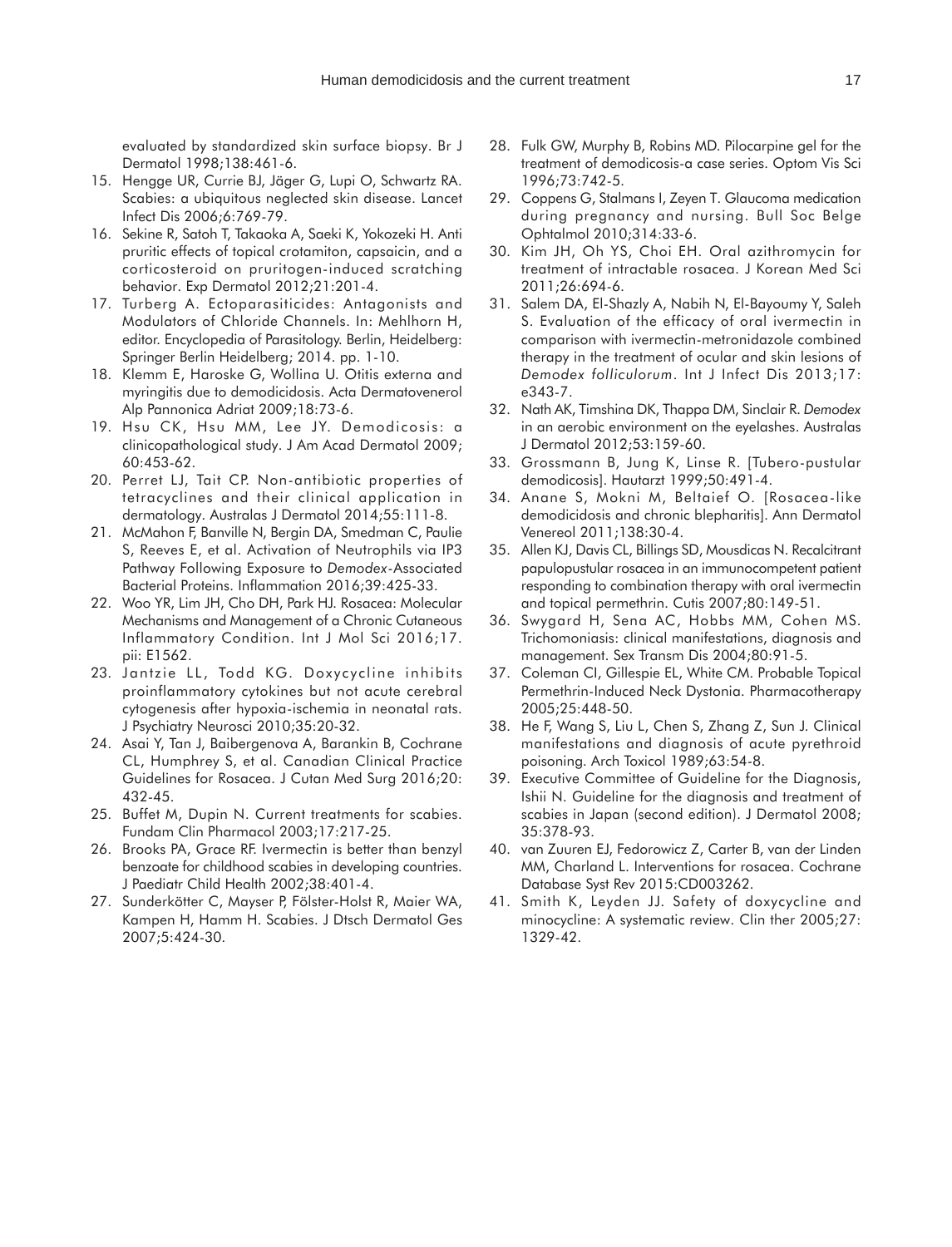evaluated by standardized skin surface biopsy. Br J Dermatol 1998;138:461-6.

15. Hengge UR, Currie BJ, Jäger G, Lupi O, Schwartz RA. Scabies: a ubiquitous neglected skin disease. Lancet Infect Dis 2006;6:769-79.
16. Sekine R, Satoh T, Takaoka A, Saeki K, Yokozeki H. Anti pruritic effects of topical crotamiton, capsaicin, and a corticosteroid on pruritogen-induced scratching behavior. Exp Dermatol 2012;21:201-4.
17. Turberg A. Ectoparasiticides: Antagonists and Modulators of Chloride Channels. In: Mehlhorn H, editor. Encyclopedia of Parasitology. Berlin, Heidelberg: Springer Berlin Heidelberg; 2014. pp. 1-10.
18. Klemm E, Haroske G, Wollina U. Otitis externa and myringitis due to demodicidosis. Acta Dermatovenerol Alp Pannonica Adriat 2009;18:73-6.
19. Hsu CK, Hsu MM, Lee JY. Demodicosis: a clinicopathological study. J Am Acad Dermatol 2009; 60:453-62.
20. Perret LJ, Tait CP. Non-antibiotic properties of tetracyclines and their clinical application in dermatology. Australas J Dermatol 2014;55:111-8.
21. McMahon F, Banville N, Bergin DA, Smedman C, Paulie S, Reeves E, et al. Activation of Neutrophils via IP3 Pathway Following Exposure to *Demodex*-Associated Bacterial Proteins. Inflammation 2016;39:425-33.
22. Woo YR, Lim JH, Cho DH, Park HJ. Rosacea: Molecular Mechanisms and Management of a Chronic Cutaneous Inflammatory Condition. Int J Mol Sci 2016;17. pii: E1562.
23. Jantzie LL, Todd KG. Doxycycline inhibits proinflammatory cytokines but not acute cerebral cytogenesis after hypoxia-ischemia in neonatal rats. J Psychiatry Neurosci 2010;35:20-32.
24. Asai Y, Tan J, Baibergenova A, Barankin B, Cochrane CL, Humphrey S, et al. Canadian Clinical Practice Guidelines for Rosacea. J Cutan Med Surg 2016;20: 432-45.
25. Buffet M, Dupin N. Current treatments for scabies. Fundam Clin Pharmacol 2003;17:217-25.
26. Brooks PA, Grace RF. Ivermectin is better than benzyl benzoate for childhood scabies in developing countries. J Paediatr Child Health 2002;38:401-4.
27. Sunderkötter C, Mayser P, Fölster-Holst R, Maier WA, Kampen H, Hamm H. Scabies. J Dtsch Dermatol Ges 2007;5:424-30.
28. Fulk GW, Murphy B, Robins MD. Pilocarpine gel for the treatment of demodicosis-a case series. Optom Vis Sci 1996;73:742-5.
29. Coppens G, Stalmans I, Zeyen T. Glaucoma medication during pregnancy and nursing. Bull Soc Belge Ophtalmol 2010;314:33-6.
30. Kim JH, Oh YS, Choi EH. Oral azithromycin for treatment of intractable rosacea. J Korean Med Sci 2011;26:694-6.
31. Salem DA, El-Shazly A, Nabih N, El-Bayoumy Y, Saleh S. Evaluation of the efficacy of oral ivermectin in comparison with ivermectin-metronidazole combined therapy in the treatment of ocular and skin lesions of *Demodex folliculorum*. Int J Infect Dis 2013;17: e343-7.
32. Nath AK, Timshina DK, Thappa DM, Sinclair R. *Demodex* in an aerobic environment on the eyelashes. Australas J Dermatol 2012;53:159-60.
33. Grossmann B, Jung K, Linse R. [Tubero-pustular demodicosis]. Hautarzt 1999;50:491-4.
34. Anane S, Mokni M, Beltaief O. [Rosacea-like demodicidosis and chronic blepharitis]. Ann Dermatol Venereol 2011;138:30-4.
35. Allen KJ, Davis CL, Billings SD, Mousdicas N. Recalcitrant papulopustular rosacea in an immunocompetent patient responding to combination therapy with oral ivermectin and topical permethrin. Cutis 2007;80:149-51.
36. Swygard H, Sena AC, Hobbs MM, Cohen MS. Trichomoniasis: clinical manifestations, diagnosis and management. Sex Transm Dis 2004;80:91-5.
37. Coleman CI, Gillespie EL, White CM. Probable Topical Permethrin-Induced Neck Dystonia. Pharmacotherapy 2005;25:448-50.
38. He F, Wang S, Liu L, Chen S, Zhang Z, Sun J. Clinical manifestations and diagnosis of acute pyrethroid poisoning. Arch Toxicol 1989;63:54-8.
39. Executive Committee of Guideline for the Diagnosis, Ishii N. Guideline for the diagnosis and treatment of scabies in Japan (second edition). J Dermatol 2008; 35:378-93.
40. van Zuuren EJ, Fedorowicz Z, Carter B, van der Linden MM, Charland L. Interventions for rosacea. Cochrane Database Syst Rev 2015:CD003262.
41. Smith K, Leyden JJ. Safety of doxycycline and minocycline: A systematic review. Clin ther 2005;27: 1329-42.